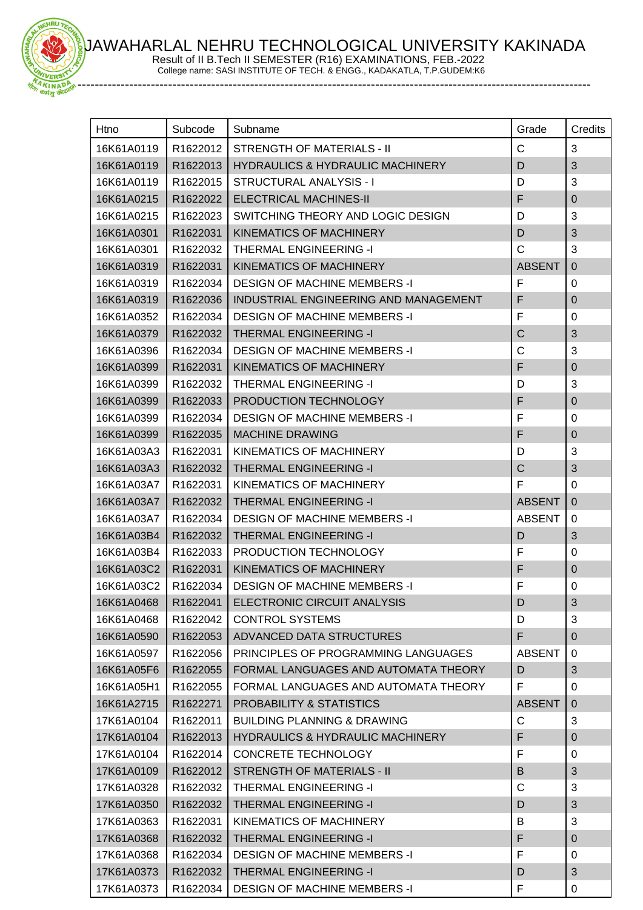# JAWAHARLAL NEHRU TECHNOLOGICAL UNIVERSITY KAKINADA

Result of II B.Tech II SEMESTER (R16) EXAMINATIONS, FEB.-2022

College name: SASI INSTITUTE OF TECH. & ENGG., KADAKATLA, T.P.GUDEM:K6

| Htno | Subcode | Subname | Grade | Credits |
|---|---|---|---|---|
| 16K61A0119 | R1622012 | STRENGTH OF MATERIALS - II | C | 3 |
| 16K61A0119 | R1622013 | HYDRAULICS & HYDRAULIC MACHINERY | D | 3 |
| 16K61A0119 | R1622015 | STRUCTURAL ANALYSIS - I | D | 3 |
| 16K61A0215 | R1622022 | ELECTRICAL MACHINES-II | F | 0 |
| 16K61A0215 | R1622023 | SWITCHING THEORY AND LOGIC DESIGN | D | 3 |
| 16K61A0301 | R1622031 | KINEMATICS OF MACHINERY | D | 3 |
| 16K61A0301 | R1622032 | THERMAL ENGINEERING -I | C | 3 |
| 16K61A0319 | R1622031 | KINEMATICS OF MACHINERY | ABSENT | 0 |
| 16K61A0319 | R1622034 | DESIGN OF MACHINE MEMBERS -I | F | 0 |
| 16K61A0319 | R1622036 | INDUSTRIAL ENGINEERING AND MANAGEMENT | F | 0 |
| 16K61A0352 | R1622034 | DESIGN OF MACHINE MEMBERS -I | F | 0 |
| 16K61A0379 | R1622032 | THERMAL ENGINEERING -I | C | 3 |
| 16K61A0396 | R1622034 | DESIGN OF MACHINE MEMBERS -I | C | 3 |
| 16K61A0399 | R1622031 | KINEMATICS OF MACHINERY | F | 0 |
| 16K61A0399 | R1622032 | THERMAL ENGINEERING -I | D | 3 |
| 16K61A0399 | R1622033 | PRODUCTION TECHNOLOGY | F | 0 |
| 16K61A0399 | R1622034 | DESIGN OF MACHINE MEMBERS -I | F | 0 |
| 16K61A0399 | R1622035 | MACHINE DRAWING | F | 0 |
| 16K61A03A3 | R1622031 | KINEMATICS OF MACHINERY | D | 3 |
| 16K61A03A3 | R1622032 | THERMAL ENGINEERING -I | C | 3 |
| 16K61A03A7 | R1622031 | KINEMATICS OF MACHINERY | F | 0 |
| 16K61A03A7 | R1622032 | THERMAL ENGINEERING -I | ABSENT | 0 |
| 16K61A03A7 | R1622034 | DESIGN OF MACHINE MEMBERS -I | ABSENT | 0 |
| 16K61A03B4 | R1622032 | THERMAL ENGINEERING -I | D | 3 |
| 16K61A03B4 | R1622033 | PRODUCTION TECHNOLOGY | F | 0 |
| 16K61A03C2 | R1622031 | KINEMATICS OF MACHINERY | F | 0 |
| 16K61A03C2 | R1622034 | DESIGN OF MACHINE MEMBERS -I | F | 0 |
| 16K61A0468 | R1622041 | ELECTRONIC CIRCUIT ANALYSIS | D | 3 |
| 16K61A0468 | R1622042 | CONTROL SYSTEMS | D | 3 |
| 16K61A0590 | R1622053 | ADVANCED DATA STRUCTURES | F | 0 |
| 16K61A0597 | R1622056 | PRINCIPLES OF PROGRAMMING LANGUAGES | ABSENT | 0 |
| 16K61A05F6 | R1622055 | FORMAL LANGUAGES AND AUTOMATA THEORY | D | 3 |
| 16K61A05H1 | R1622055 | FORMAL LANGUAGES AND AUTOMATA THEORY | F | 0 |
| 16K61A2715 | R1622271 | PROBABILITY & STATISTICS | ABSENT | 0 |
| 17K61A0104 | R1622011 | BUILDING PLANNING & DRAWING | C | 3 |
| 17K61A0104 | R1622013 | HYDRAULICS & HYDRAULIC MACHINERY | F | 0 |
| 17K61A0104 | R1622014 | CONCRETE TECHNOLOGY | F | 0 |
| 17K61A0109 | R1622012 | STRENGTH OF MATERIALS - II | B | 3 |
| 17K61A0328 | R1622032 | THERMAL ENGINEERING -I | C | 3 |
| 17K61A0350 | R1622032 | THERMAL ENGINEERING -I | D | 3 |
| 17K61A0363 | R1622031 | KINEMATICS OF MACHINERY | B | 3 |
| 17K61A0368 | R1622032 | THERMAL ENGINEERING -I | F | 0 |
| 17K61A0368 | R1622034 | DESIGN OF MACHINE MEMBERS -I | F | 0 |
| 17K61A0373 | R1622032 | THERMAL ENGINEERING -I | D | 3 |
| 17K61A0373 | R1622034 | DESIGN OF MACHINE MEMBERS -I | F | 0 |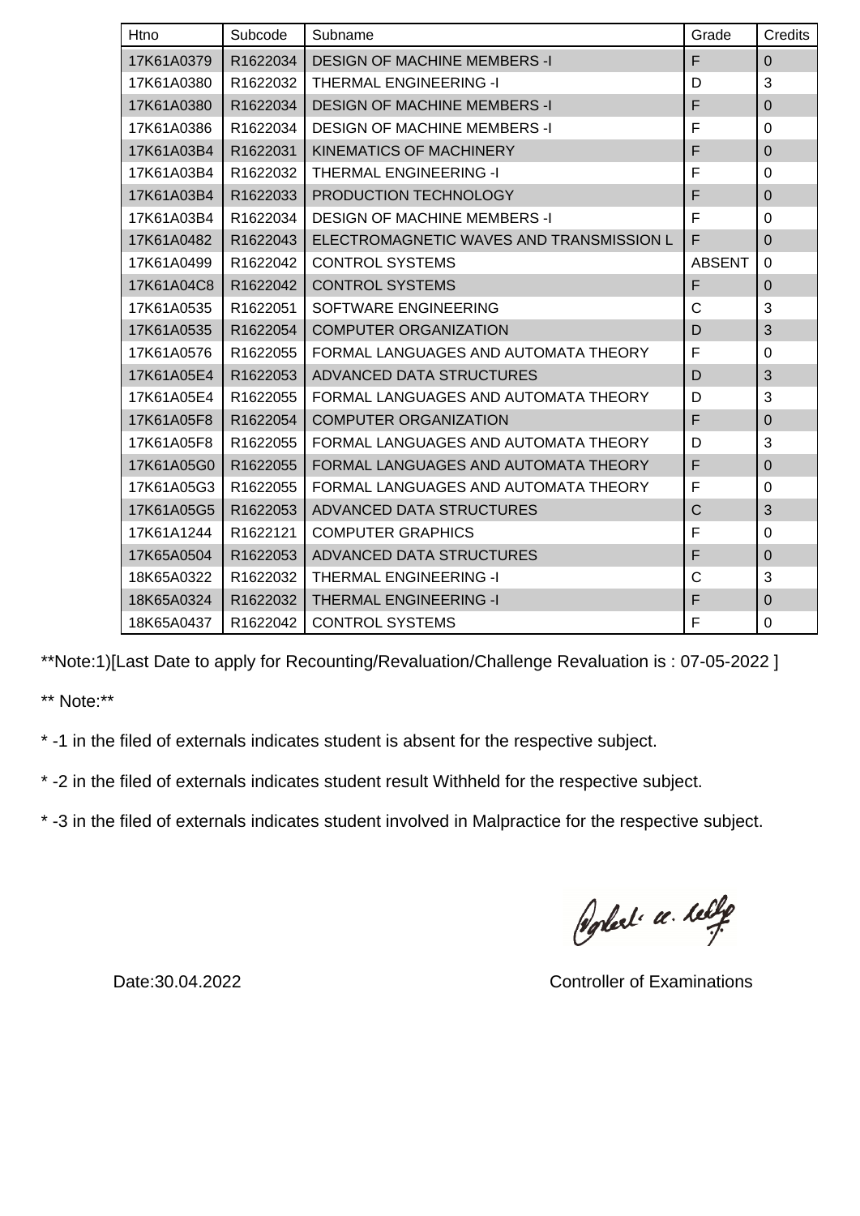| Htno | Subcode | Subname | Grade | Credits |
|---|---|---|---|---|
| 17K61A0379 | R1622034 | DESIGN OF MACHINE MEMBERS -I | F | 0 |
| 17K61A0380 | R1622032 | THERMAL ENGINEERING -I | D | 3 |
| 17K61A0380 | R1622034 | DESIGN OF MACHINE MEMBERS -I | F | 0 |
| 17K61A0386 | R1622034 | DESIGN OF MACHINE MEMBERS -I | F | 0 |
| 17K61A03B4 | R1622031 | KINEMATICS OF MACHINERY | F | 0 |
| 17K61A03B4 | R1622032 | THERMAL ENGINEERING -I | F | 0 |
| 17K61A03B4 | R1622033 | PRODUCTION TECHNOLOGY | F | 0 |
| 17K61A03B4 | R1622034 | DESIGN OF MACHINE MEMBERS -I | F | 0 |
| 17K61A0482 | R1622043 | ELECTROMAGNETIC WAVES AND TRANSMISSION L | F | 0 |
| 17K61A0499 | R1622042 | CONTROL SYSTEMS | ABSENT | 0 |
| 17K61A04C8 | R1622042 | CONTROL SYSTEMS | F | 0 |
| 17K61A0535 | R1622051 | SOFTWARE ENGINEERING | C | 3 |
| 17K61A0535 | R1622054 | COMPUTER ORGANIZATION | D | 3 |
| 17K61A0576 | R1622055 | FORMAL LANGUAGES AND AUTOMATA THEORY | F | 0 |
| 17K61A05E4 | R1622053 | ADVANCED DATA STRUCTURES | D | 3 |
| 17K61A05E4 | R1622055 | FORMAL LANGUAGES AND AUTOMATA THEORY | D | 3 |
| 17K61A05F8 | R1622054 | COMPUTER ORGANIZATION | F | 0 |
| 17K61A05F8 | R1622055 | FORMAL LANGUAGES AND AUTOMATA THEORY | D | 3 |
| 17K61A05G0 | R1622055 | FORMAL LANGUAGES AND AUTOMATA THEORY | F | 0 |
| 17K61A05G3 | R1622055 | FORMAL LANGUAGES AND AUTOMATA THEORY | F | 0 |
| 17K61A05G5 | R1622053 | ADVANCED DATA STRUCTURES | C | 3 |
| 17K61A1244 | R1622121 | COMPUTER GRAPHICS | F | 0 |
| 17K65A0504 | R1622053 | ADVANCED DATA STRUCTURES | F | 0 |
| 18K65A0322 | R1622032 | THERMAL ENGINEERING -I | C | 3 |
| 18K65A0324 | R1622032 | THERMAL ENGINEERING -I | F | 0 |
| 18K65A0437 | R1622042 | CONTROL SYSTEMS | F | 0 |

**Note:1)[Last Date to apply for Recounting/Revaluation/Challenge Revaluation is : 07-05-2022 ]

** Note:**

* -1 in the filed of externals indicates student is absent for the respective subject.

* -2 in the filed of externals indicates student result Withheld for the respective subject.

* -3 in the filed of externals indicates student involved in Malpractice for the respective subject.

Date:30.04.2022

Controller of Examinations